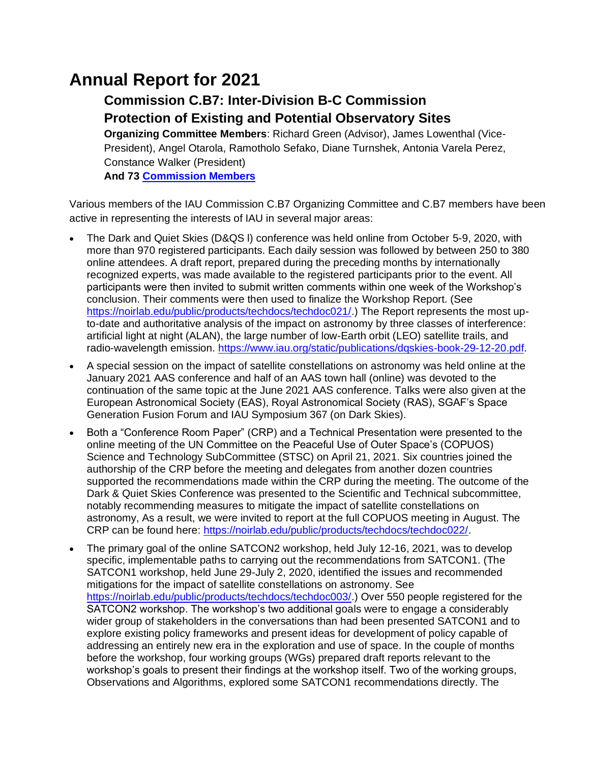# Annual Report for 2021

## Commission C.B7: Inter-Division B-C Commission Protection of Existing and Potential Observatory Sites

**Organizing Committee Members**: Richard Green (Advisor), James Lowenthal (Vice-President), Angel Otarola, Ramotholo Sefako, Diane Turnshek, Antonia Varela Perez, Constance Walker (President)

**And 73 [Commission Members]()**

Various members of the IAU Commission C.B7 Organizing Committee and C.B7 members have been active in representing the interests of IAU in several major areas:

- The Dark and Quiet Skies (D&QS l) conference was held online from October 5-9, 2020, with more than 970 registered participants. Each daily session was followed by between 250 to 380 online attendees. A draft report, prepared during the preceding months by internationally recognized experts, was made available to the registered participants prior to the event. All participants were then invited to submit written comments within one week of the Workshop's conclusion. Their comments were then used to finalize the Workshop Report. (See https://noirlab.edu/public/products/techdocs/techdoc021/.) The Report represents the most up-to-date and authoritative analysis of the impact on astronomy by three classes of interference: artificial light at night (ALAN), the large number of low-Earth orbit (LEO) satellite trails, and radio-wavelength emission. https://www.iau.org/static/publications/dqskies-book-29-12-20.pdf.
- A special session on the impact of satellite constellations on astronomy was held online at the January 2021 AAS conference and half of an AAS town hall (online) was devoted to the continuation of the same topic at the June 2021 AAS conference. Talks were also given at the European Astronomical Society (EAS), Royal Astronomical Society (RAS), SGAF's Space Generation Fusion Forum and IAU Symposium 367 (on Dark Skies).
- Both a "Conference Room Paper" (CRP) and a Technical Presentation were presented to the online meeting of the UN Committee on the Peaceful Use of Outer Space's (COPUOS) Science and Technology SubCommittee (STSC) on April 21, 2021. Six countries joined the authorship of the CRP before the meeting and delegates from another dozen countries supported the recommendations made within the CRP during the meeting. The outcome of the Dark & Quiet Skies Conference was presented to the Scientific and Technical subcommittee, notably recommending measures to mitigate the impact of satellite constellations on astronomy, As a result, we were invited to report at the full COPUOS meeting in August. The CRP can be found here: https://noirlab.edu/public/products/techdocs/techdoc022/.
- The primary goal of the online SATCON2 workshop, held July 12-16, 2021, was to develop specific, implementable paths to carrying out the recommendations from SATCON1. (The SATCON1 workshop, held June 29-July 2, 2020, identified the issues and recommended mitigations for the impact of satellite constellations on astronomy. See https://noirlab.edu/public/products/techdocs/techdoc003/.) Over 550 people registered for the SATCON2 workshop. The workshop's two additional goals were to engage a considerably wider group of stakeholders in the conversations than had been presented SATCON1 and to explore existing policy frameworks and present ideas for development of policy capable of addressing an entirely new era in the exploration and use of space. In the couple of months before the workshop, four working groups (WGs) prepared draft reports relevant to the workshop's goals to present their findings at the workshop itself. Two of the working groups, Observations and Algorithms, explored some SATCON1 recommendations directly. The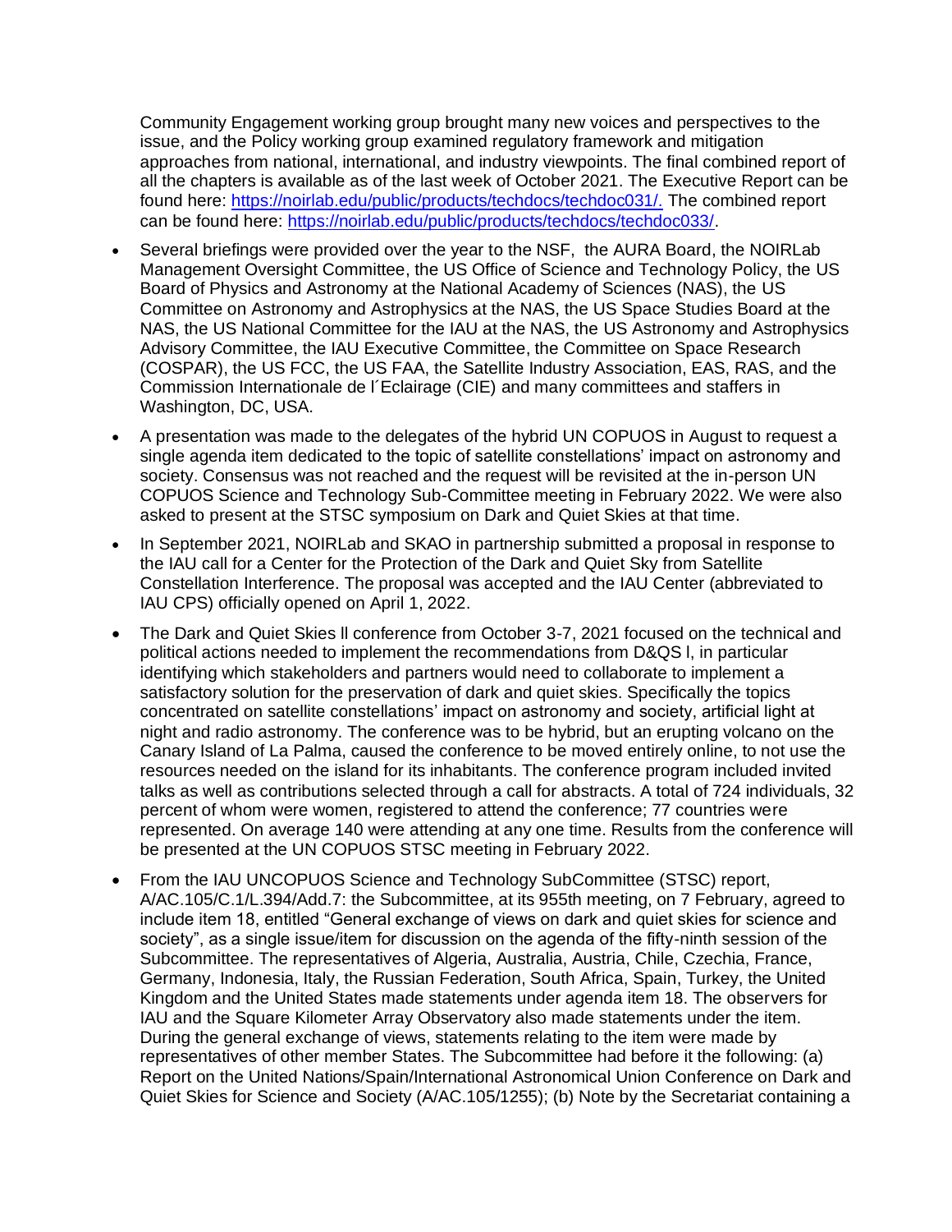Community Engagement working group brought many new voices and perspectives to the issue, and the Policy working group examined regulatory framework and mitigation approaches from national, international, and industry viewpoints. The final combined report of all the chapters is available as of the last week of October 2021. The Executive Report can be found here: [https://noirlab.edu/public/products/techdocs/techdoc031/.](https://noirlab.edu/public/products/techdocs/techdoc031/) The combined report can be found here: [https://noirlab.edu/public/products/techdocs/techdoc033/](https://noirlab.edu/public/products/techdocs/techdoc033/).

- Several briefings were provided over the year to the NSF, the AURA Board, the NOIRLab Management Oversight Committee, the US Office of Science and Technology Policy, the US Board of Physics and Astronomy at the National Academy of Sciences (NAS), the US Committee on Astronomy and Astrophysics at the NAS, the US Space Studies Board at the NAS, the US National Committee for the IAU at the NAS, the US Astronomy and Astrophysics Advisory Committee, the IAU Executive Committee, the Committee on Space Research (COSPAR), the US FCC, the US FAA, the Satellite Industry Association, EAS, RAS, and the Commission Internationale de l´Eclairage (CIE) and many committees and staffers in Washington, DC, USA.
- A presentation was made to the delegates of the hybrid UN COPUOS in August to request a single agenda item dedicated to the topic of satellite constellations' impact on astronomy and society. Consensus was not reached and the request will be revisited at the in-person UN COPUOS Science and Technology Sub-Committee meeting in February 2022. We were also asked to present at the STSC symposium on Dark and Quiet Skies at that time.
- In September 2021, NOIRLab and SKAO in partnership submitted a proposal in response to the IAU call for a Center for the Protection of the Dark and Quiet Sky from Satellite Constellation Interference. The proposal was accepted and the IAU Center (abbreviated to IAU CPS) officially opened on April 1, 2022.
- The Dark and Quiet Skies ll conference from October 3-7, 2021 focused on the technical and political actions needed to implement the recommendations from D&QS l, in particular identifying which stakeholders and partners would need to collaborate to implement a satisfactory solution for the preservation of dark and quiet skies. Specifically the topics concentrated on satellite constellations' impact on astronomy and society, artificial light at night and radio astronomy. The conference was to be hybrid, but an erupting volcano on the Canary Island of La Palma, caused the conference to be moved entirely online, to not use the resources needed on the island for its inhabitants. The conference program included invited talks as well as contributions selected through a call for abstracts. A total of 724 individuals, 32 percent of whom were women, registered to attend the conference; 77 countries were represented. On average 140 were attending at any one time. Results from the conference will be presented at the UN COPUOS STSC meeting in February 2022.
- From the IAU UNCOPUOS Science and Technology SubCommittee (STSC) report, A/AC.105/C.1/L.394/Add.7: the Subcommittee, at its 955th meeting, on 7 February, agreed to include item 18, entitled "General exchange of views on dark and quiet skies for science and society", as a single issue/item for discussion on the agenda of the fifty-ninth session of the Subcommittee. The representatives of Algeria, Australia, Austria, Chile, Czechia, France, Germany, Indonesia, Italy, the Russian Federation, South Africa, Spain, Turkey, the United Kingdom and the United States made statements under agenda item 18. The observers for IAU and the Square Kilometer Array Observatory also made statements under the item. During the general exchange of views, statements relating to the item were made by representatives of other member States. The Subcommittee had before it the following: (a) Report on the United Nations/Spain/International Astronomical Union Conference on Dark and Quiet Skies for Science and Society (A/AC.105/1255); (b) Note by the Secretariat containing a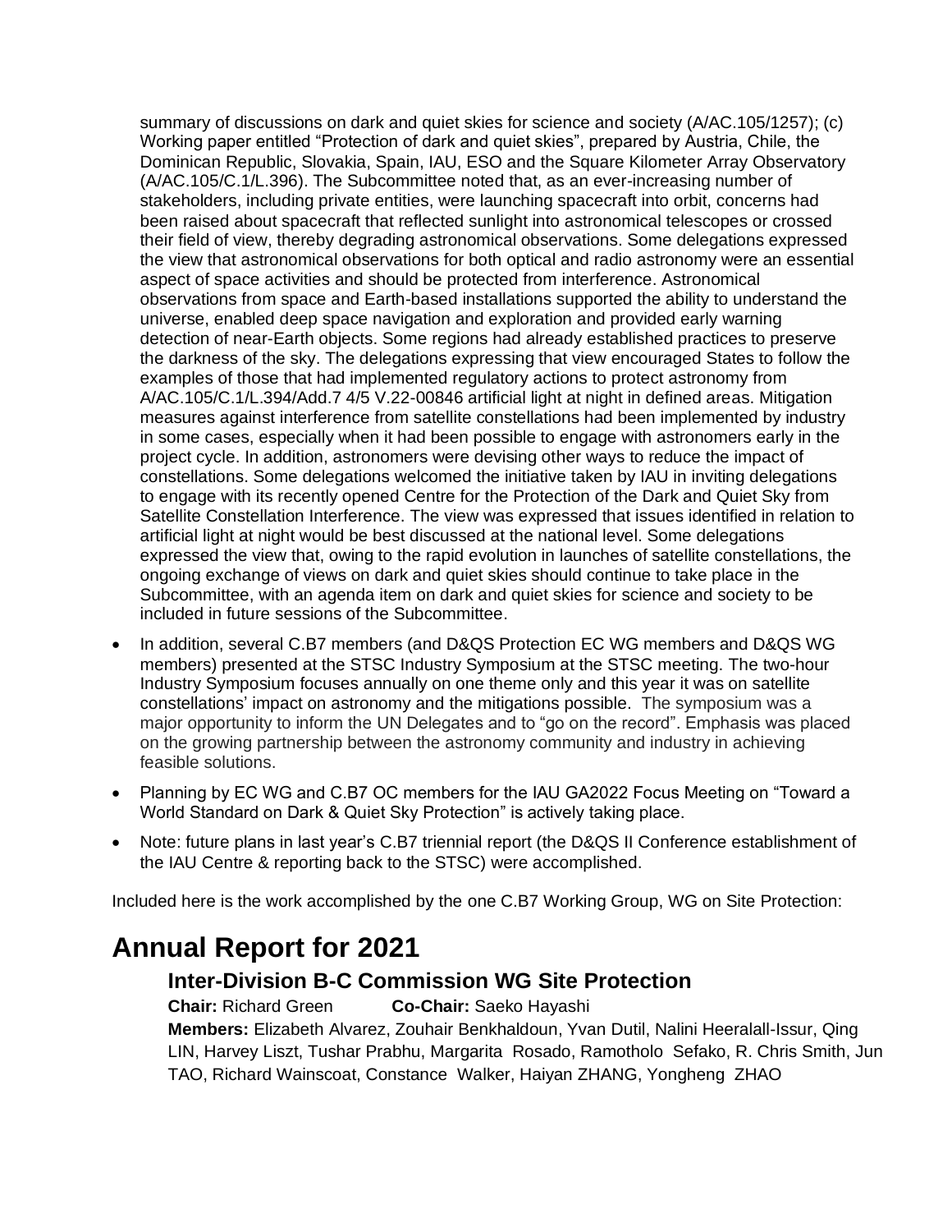summary of discussions on dark and quiet skies for science and society (A/AC.105/1257); (c) Working paper entitled "Protection of dark and quiet skies", prepared by Austria, Chile, the Dominican Republic, Slovakia, Spain, IAU, ESO and the Square Kilometer Array Observatory (A/AC.105/C.1/L.396). The Subcommittee noted that, as an ever-increasing number of stakeholders, including private entities, were launching spacecraft into orbit, concerns had been raised about spacecraft that reflected sunlight into astronomical telescopes or crossed their field of view, thereby degrading astronomical observations. Some delegations expressed the view that astronomical observations for both optical and radio astronomy were an essential aspect of space activities and should be protected from interference. Astronomical observations from space and Earth-based installations supported the ability to understand the universe, enabled deep space navigation and exploration and provided early warning detection of near-Earth objects. Some regions had already established practices to preserve the darkness of the sky. The delegations expressing that view encouraged States to follow the examples of those that had implemented regulatory actions to protect astronomy from A/AC.105/C.1/L.394/Add.7 4/5 V.22-00846 artificial light at night in defined areas. Mitigation measures against interference from satellite constellations had been implemented by industry in some cases, especially when it had been possible to engage with astronomers early in the project cycle. In addition, astronomers were devising other ways to reduce the impact of constellations. Some delegations welcomed the initiative taken by IAU in inviting delegations to engage with its recently opened Centre for the Protection of the Dark and Quiet Sky from Satellite Constellation Interference. The view was expressed that issues identified in relation to artificial light at night would be best discussed at the national level. Some delegations expressed the view that, owing to the rapid evolution in launches of satellite constellations, the ongoing exchange of views on dark and quiet skies should continue to take place in the Subcommittee, with an agenda item on dark and quiet skies for science and society to be included in future sessions of the Subcommittee.

- In addition, several C.B7 members (and D&QS Protection EC WG members and D&QS WG members) presented at the STSC Industry Symposium at the STSC meeting. The two-hour Industry Symposium focuses annually on one theme only and this year it was on satellite constellations' impact on astronomy and the mitigations possible. The symposium was a major opportunity to inform the UN Delegates and to "go on the record". Emphasis was placed on the growing partnership between the astronomy community and industry in achieving feasible solutions.
- Planning by EC WG and C.B7 OC members for the IAU GA2022 Focus Meeting on "Toward a World Standard on Dark & Quiet Sky Protection" is actively taking place.
- Note: future plans in last year's C.B7 triennial report (the D&QS II Conference establishment of the IAU Centre & reporting back to the STSC) were accomplished.

Included here is the work accomplished by the one C.B7 Working Group, WG on Site Protection:

# Annual Report for 2021

## Inter-Division B-C Commission WG Site Protection

**Chair:** Richard Green **Co-Chair:** Saeko Hayashi

**Members:** Elizabeth Alvarez, Zouhair Benkhaldoun, Yvan Dutil, Nalini Heeralall-Issur, Qing LIN, Harvey Liszt, Tushar Prabhu, Margarita Rosado, Ramotholo Sefako, R. Chris Smith, Jun TAO, Richard Wainscoat, Constance Walker, Haiyan ZHANG, Yongheng ZHAO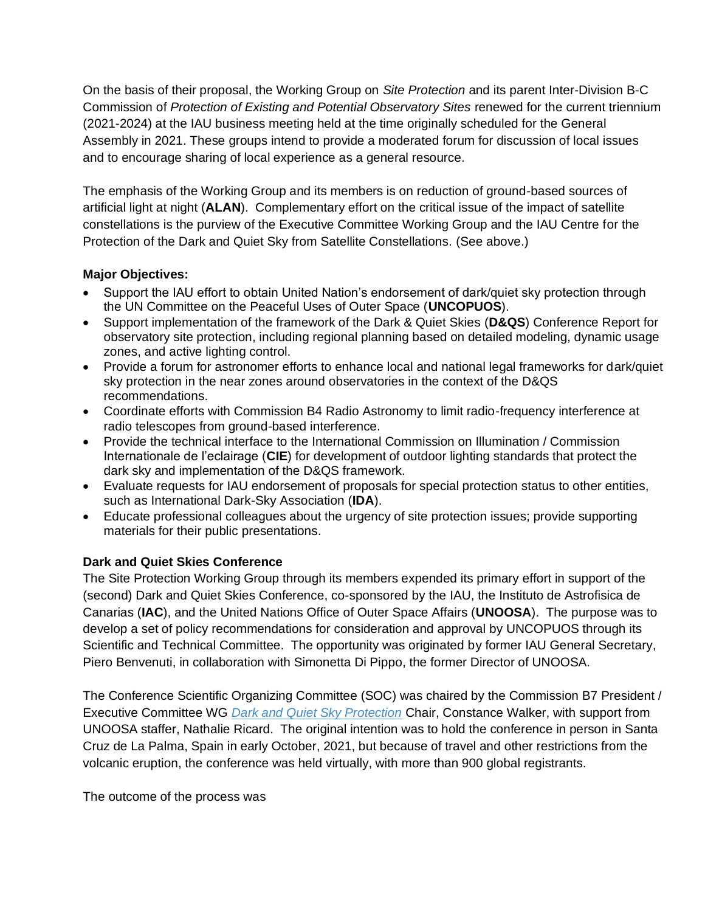On the basis of their proposal, the Working Group on *Site Protection* and its parent Inter-Division B-C Commission of *Protection of Existing and Potential Observatory Sites* renewed for the current triennium (2021-2024) at the IAU business meeting held at the time originally scheduled for the General Assembly in 2021. These groups intend to provide a moderated forum for discussion of local issues and to encourage sharing of local experience as a general resource.

The emphasis of the Working Group and its members is on reduction of ground-based sources of artificial light at night (**ALAN**). Complementary effort on the critical issue of the impact of satellite constellations is the purview of the Executive Committee Working Group and the IAU Centre for the Protection of the Dark and Quiet Sky from Satellite Constellations. (See above.)

**Major Objectives:**

- Support the IAU effort to obtain United Nation's endorsement of dark/quiet sky protection through the UN Committee on the Peaceful Uses of Outer Space (**UNCOPUOS**).
- Support implementation of the framework of the Dark & Quiet Skies (**D&QS**) Conference Report for observatory site protection, including regional planning based on detailed modeling, dynamic usage zones, and active lighting control.
- Provide a forum for astronomer efforts to enhance local and national legal frameworks for dark/quiet sky protection in the near zones around observatories in the context of the D&QS recommendations.
- Coordinate efforts with Commission B4 Radio Astronomy to limit radio-frequency interference at radio telescopes from ground-based interference.
- Provide the technical interface to the International Commission on Illumination / Commission Internationale de l'eclairage (**CIE**) for development of outdoor lighting standards that protect the dark sky and implementation of the D&QS framework.
- Evaluate requests for IAU endorsement of proposals for special protection status to other entities, such as International Dark-Sky Association (**IDA**).
- Educate professional colleagues about the urgency of site protection issues; provide supporting materials for their public presentations.

**Dark and Quiet Skies Conference**

The Site Protection Working Group through its members expended its primary effort in support of the (second) Dark and Quiet Skies Conference, co-sponsored by the IAU, the Instituto de Astrofisica de Canarias (**IAC**), and the United Nations Office of Outer Space Affairs (**UNOOSA**). The purpose was to develop a set of policy recommendations for consideration and approval by UNCOPUOS through its Scientific and Technical Committee. The opportunity was originated by former IAU General Secretary, Piero Benvenuti, in collaboration with Simonetta Di Pippo, the former Director of UNOOSA.

The Conference Scientific Organizing Committee (SOC) was chaired by the Commission B7 President / Executive Committee WG *Dark and Quiet Sky Protection* Chair, Constance Walker, with support from UNOOSA staffer, Nathalie Ricard. The original intention was to hold the conference in person in Santa Cruz de La Palma, Spain in early October, 2021, but because of travel and other restrictions from the volcanic eruption, the conference was held virtually, with more than 900 global registrants.

The outcome of the process was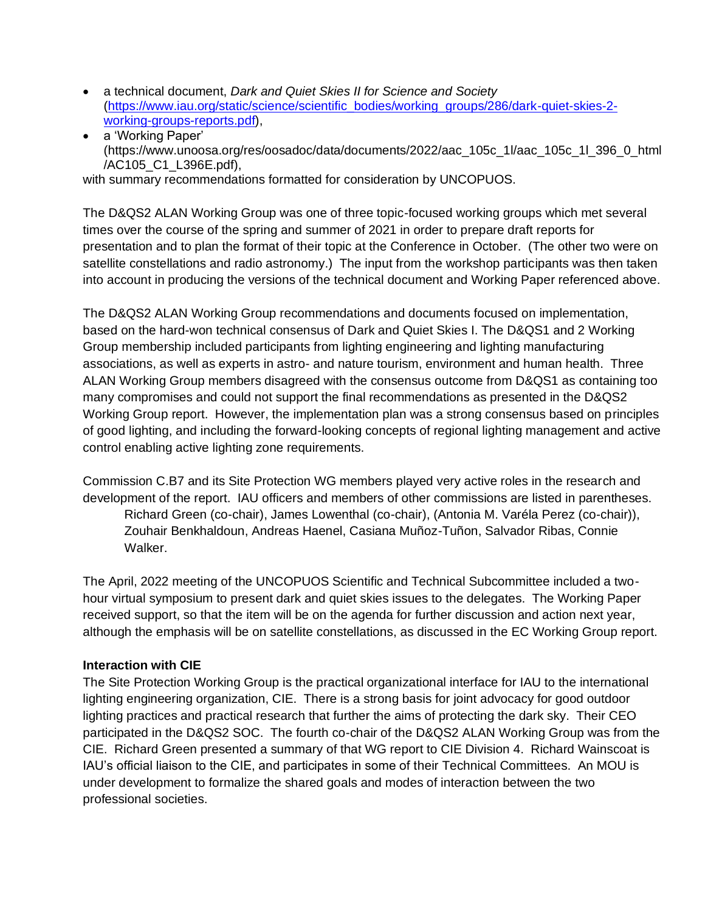- a technical document, *Dark and Quiet Skies II for Science and Society* ([https://www.iau.org/static/science/scientific_bodies/working_groups/286/dark-quiet-skies-2-working-groups-reports.pdf](https://www.iau.org/static/science/scientific_bodies/working_groups/286/dark-quiet-skies-2-working-groups-reports.pdf)),
- a 'Working Paper' (https://www.unoosa.org/res/oosadoc/data/documents/2022/aac_105c_1l/aac_105c_1l_396_0_html/AC105_C1_L396E.pdf),

with summary recommendations formatted for consideration by UNCOPUOS.

The D&QS2 ALAN Working Group was one of three topic-focused working groups which met several times over the course of the spring and summer of 2021 in order to prepare draft reports for presentation and to plan the format of their topic at the Conference in October. (The other two were on satellite constellations and radio astronomy.) The input from the workshop participants was then taken into account in producing the versions of the technical document and Working Paper referenced above.

The D&QS2 ALAN Working Group recommendations and documents focused on implementation, based on the hard-won technical consensus of Dark and Quiet Skies I. The D&QS1 and 2 Working Group membership included participants from lighting engineering and lighting manufacturing associations, as well as experts in astro- and nature tourism, environment and human health. Three ALAN Working Group members disagreed with the consensus outcome from D&QS1 as containing too many compromises and could not support the final recommendations as presented in the D&QS2 Working Group report. However, the implementation plan was a strong consensus based on principles of good lighting, and including the forward-looking concepts of regional lighting management and active control enabling active lighting zone requirements.

Commission C.B7 and its Site Protection WG members played very active roles in the research and development of the report. IAU officers and members of other commissions are listed in parentheses.

> Richard Green (co-chair), James Lowenthal (co-chair), (Antonia M. Varéla Perez (co-chair)), Zouhair Benkhaldoun, Andreas Haenel, Casiana Muñoz-Tuñon, Salvador Ribas, Connie Walker.

The April, 2022 meeting of the UNCOPUOS Scientific and Technical Subcommittee included a two-hour virtual symposium to present dark and quiet skies issues to the delegates. The Working Paper received support, so that the item will be on the agenda for further discussion and action next year, although the emphasis will be on satellite constellations, as discussed in the EC Working Group report.

**Interaction with CIE**

The Site Protection Working Group is the practical organizational interface for IAU to the international lighting engineering organization, CIE. There is a strong basis for joint advocacy for good outdoor lighting practices and practical research that further the aims of protecting the dark sky. Their CEO participated in the D&QS2 SOC. The fourth co-chair of the D&QS2 ALAN Working Group was from the CIE. Richard Green presented a summary of that WG report to CIE Division 4. Richard Wainscoat is IAU's official liaison to the CIE, and participates in some of their Technical Committees. An MOU is under development to formalize the shared goals and modes of interaction between the two professional societies.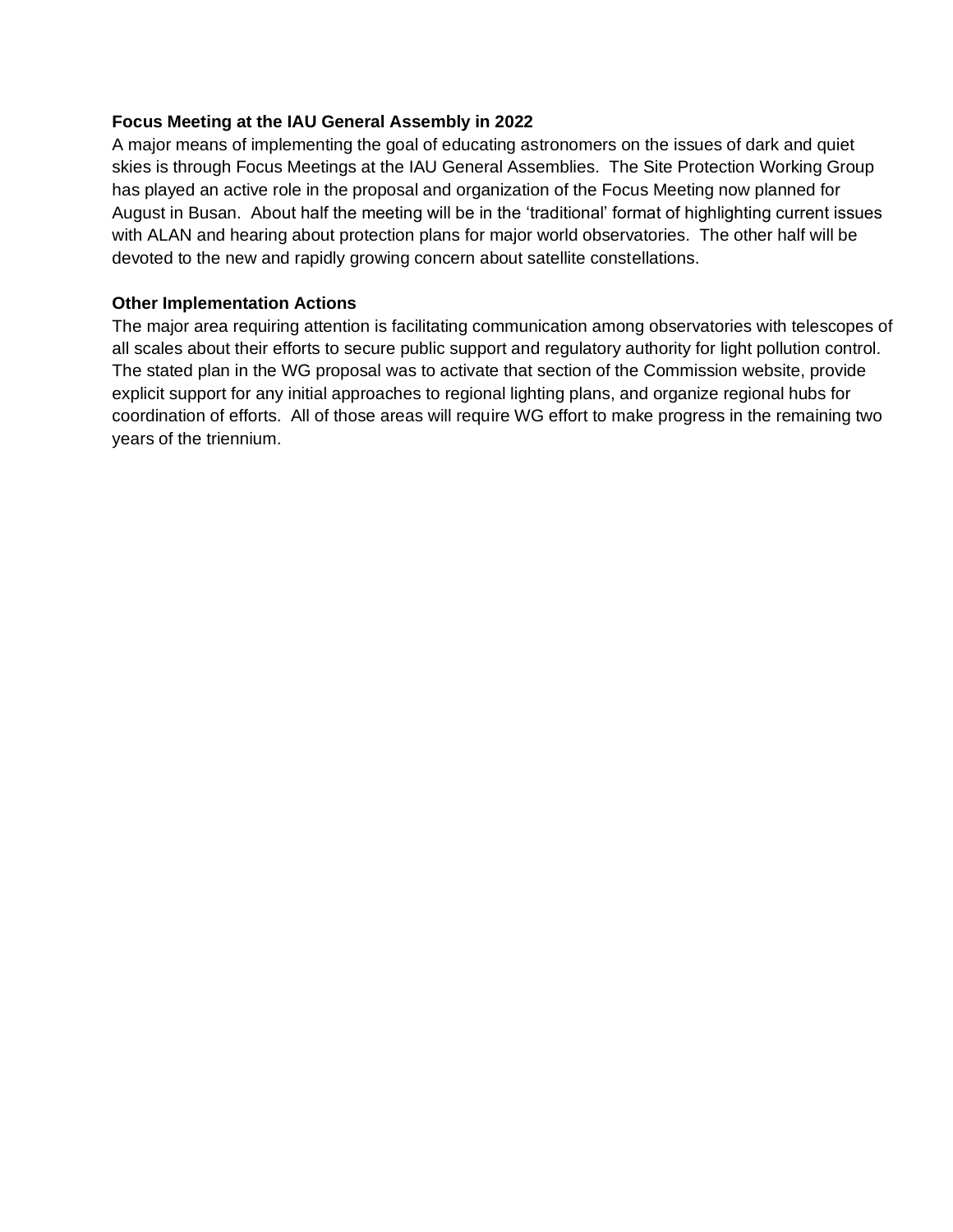**Focus Meeting at the IAU General Assembly in 2022**

A major means of implementing the goal of educating astronomers on the issues of dark and quiet skies is through Focus Meetings at the IAU General Assemblies. The Site Protection Working Group has played an active role in the proposal and organization of the Focus Meeting now planned for August in Busan. About half the meeting will be in the 'traditional' format of highlighting current issues with ALAN and hearing about protection plans for major world observatories. The other half will be devoted to the new and rapidly growing concern about satellite constellations.

**Other Implementation Actions**

The major area requiring attention is facilitating communication among observatories with telescopes of all scales about their efforts to secure public support and regulatory authority for light pollution control. The stated plan in the WG proposal was to activate that section of the Commission website, provide explicit support for any initial approaches to regional lighting plans, and organize regional hubs for coordination of efforts. All of those areas will require WG effort to make progress in the remaining two years of the triennium.